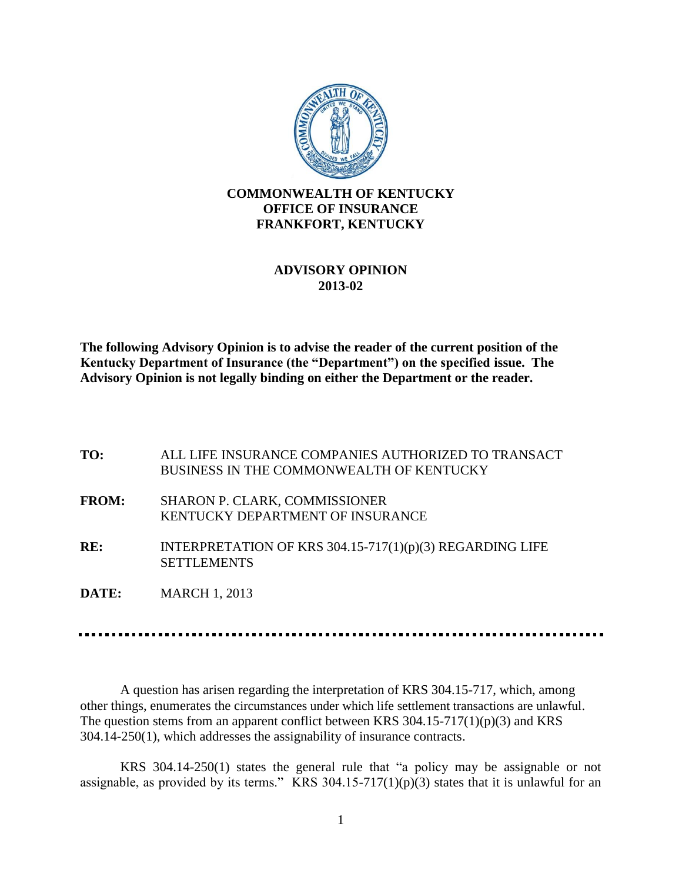**COMMONWEALTH OF KENTUCKY**
**OFFICE OF INSURANCE**
**FRANKFORT, KENTUCKY**

# ADVISORY OPINION 2013-02

**The following Advisory Opinion is to advise the reader of the current position of the Kentucky Department of Insurance (the "Department") on the specified issue. The Advisory Opinion is not legally binding on either the Department or the reader.**

**TO:** ALL LIFE INSURANCE COMPANIES AUTHORIZED TO TRANSACT BUSINESS IN THE COMMONWEALTH OF KENTUCKY

**FROM:** SHARON P. CLARK, COMMISSIONER KENTUCKY DEPARTMENT OF INSURANCE

**RE:** INTERPRETATION OF KRS 304.15-717(1)(p)(3) REGARDING LIFE SETTLEMENTS

**DATE:** MARCH 1, 2013

---

A question has arisen regarding the interpretation of KRS 304.15-717, which, among other things, enumerates the circumstances under which life settlement transactions are unlawful. The question stems from an apparent conflict between KRS 304.15-717(1)(p)(3) and KRS 304.14-250(1), which addresses the assignability of insurance contracts.

KRS 304.14-250(1) states the general rule that "a policy may be assignable or not assignable, as provided by its terms." KRS 304.15-717(1)(p)(3) states that it is unlawful for an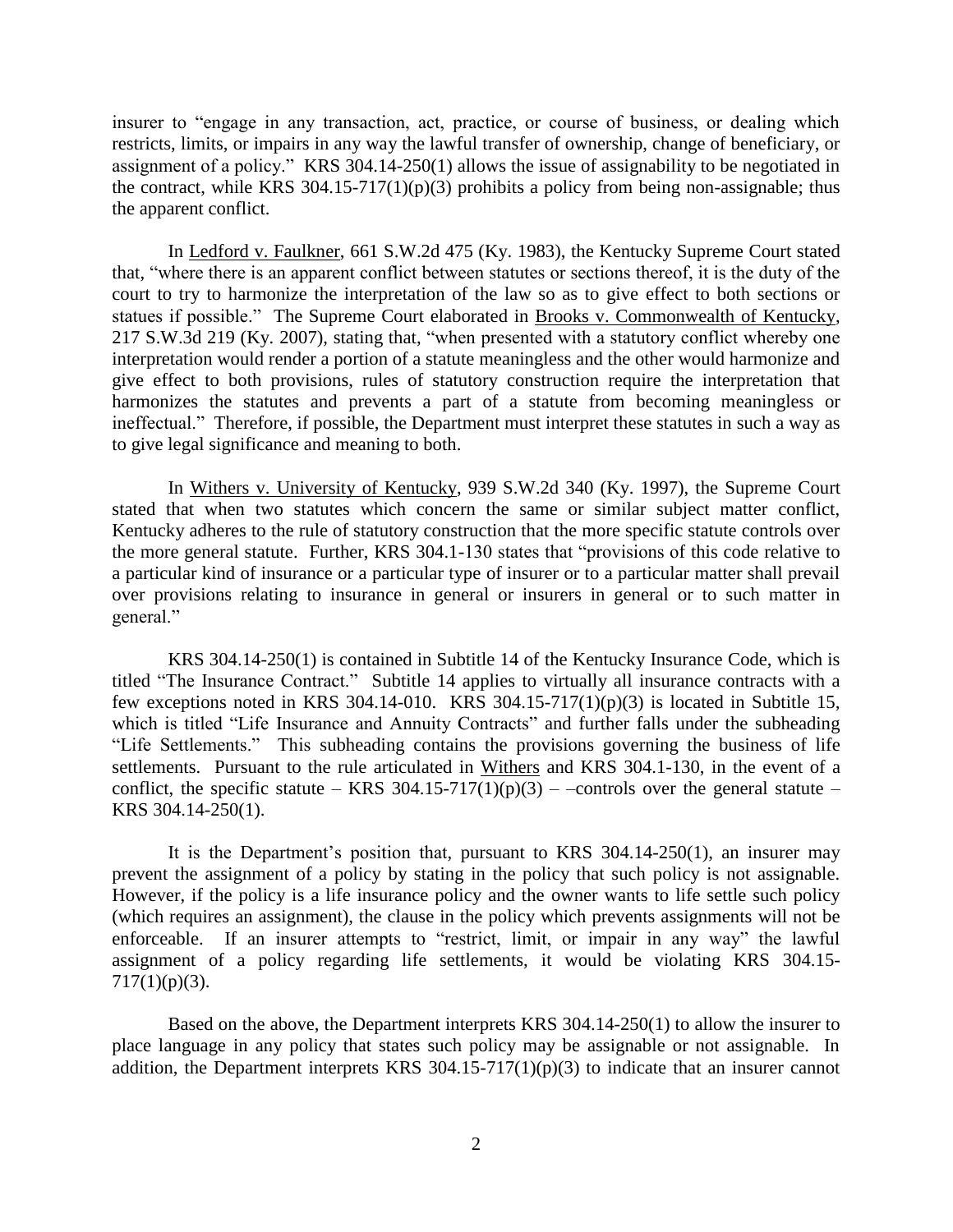insurer to "engage in any transaction, act, practice, or course of business, or dealing which restricts, limits, or impairs in any way the lawful transfer of ownership, change of beneficiary, or assignment of a policy." KRS 304.14-250(1) allows the issue of assignability to be negotiated in the contract, while KRS 304.15-717(1)(p)(3) prohibits a policy from being non-assignable; thus the apparent conflict.

In Ledford v. Faulkner, 661 S.W.2d 475 (Ky. 1983), the Kentucky Supreme Court stated that, "where there is an apparent conflict between statutes or sections thereof, it is the duty of the court to try to harmonize the interpretation of the law so as to give effect to both sections or statues if possible." The Supreme Court elaborated in Brooks v. Commonwealth of Kentucky, 217 S.W.3d 219 (Ky. 2007), stating that, "when presented with a statutory conflict whereby one interpretation would render a portion of a statute meaningless and the other would harmonize and give effect to both provisions, rules of statutory construction require the interpretation that harmonizes the statutes and prevents a part of a statute from becoming meaningless or ineffectual." Therefore, if possible, the Department must interpret these statutes in such a way as to give legal significance and meaning to both.

In Withers v. University of Kentucky, 939 S.W.2d 340 (Ky. 1997), the Supreme Court stated that when two statutes which concern the same or similar subject matter conflict, Kentucky adheres to the rule of statutory construction that the more specific statute controls over the more general statute. Further, KRS 304.1-130 states that "provisions of this code relative to a particular kind of insurance or a particular type of insurer or to a particular matter shall prevail over provisions relating to insurance in general or insurers in general or to such matter in general."

KRS 304.14-250(1) is contained in Subtitle 14 of the Kentucky Insurance Code, which is titled "The Insurance Contract." Subtitle 14 applies to virtually all insurance contracts with a few exceptions noted in KRS 304.14-010. KRS 304.15-717(1)(p)(3) is located in Subtitle 15, which is titled "Life Insurance and Annuity Contracts" and further falls under the subheading "Life Settlements." This subheading contains the provisions governing the business of life settlements. Pursuant to the rule articulated in Withers and KRS 304.1-130, in the event of a conflict, the specific statute – KRS 304.15-717(1)(p)(3) – –controls over the general statute – KRS 304.14-250(1).

It is the Department's position that, pursuant to KRS 304.14-250(1), an insurer may prevent the assignment of a policy by stating in the policy that such policy is not assignable. However, if the policy is a life insurance policy and the owner wants to life settle such policy (which requires an assignment), the clause in the policy which prevents assignments will not be enforceable. If an insurer attempts to "restrict, limit, or impair in any way" the lawful assignment of a policy regarding life settlements, it would be violating KRS 304.15-717(1)(p)(3).

Based on the above, the Department interprets KRS 304.14-250(1) to allow the insurer to place language in any policy that states such policy may be assignable or not assignable. In addition, the Department interprets KRS 304.15-717(1)(p)(3) to indicate that an insurer cannot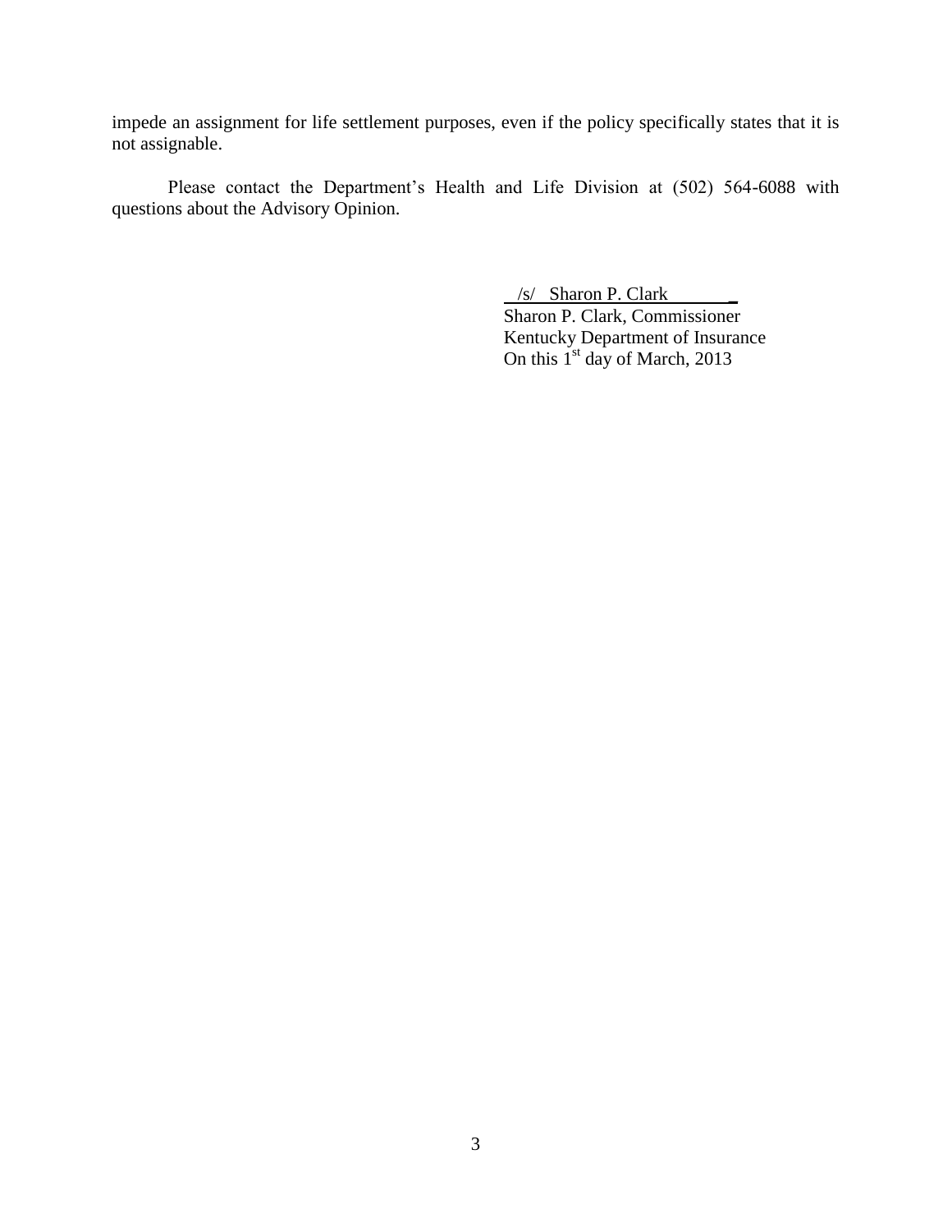impede an assignment for life settlement purposes, even if the policy specifically states that it is not assignable.

Please contact the Department's Health and Life Division at (502) 564-6088 with questions about the Advisory Opinion.

/s/ Sharon P. Clark  
Sharon P. Clark, Commissioner  
Kentucky Department of Insurance  
On this 1st day of March, 2013